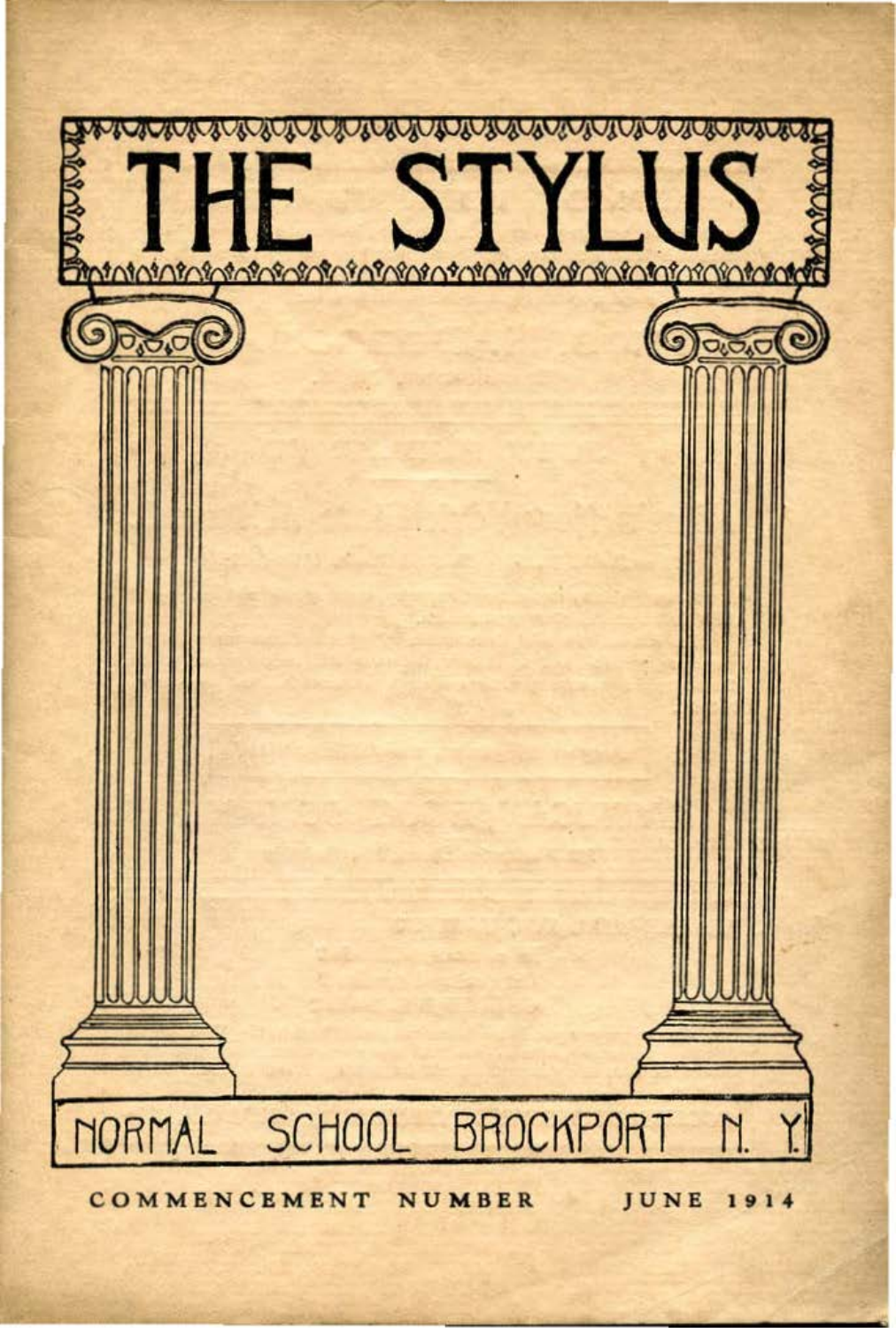# THE STYLUS

NORMAL SCHOOL BROCKPORT N. Y.

COMMENCEMENT NUMBER JUNE 1914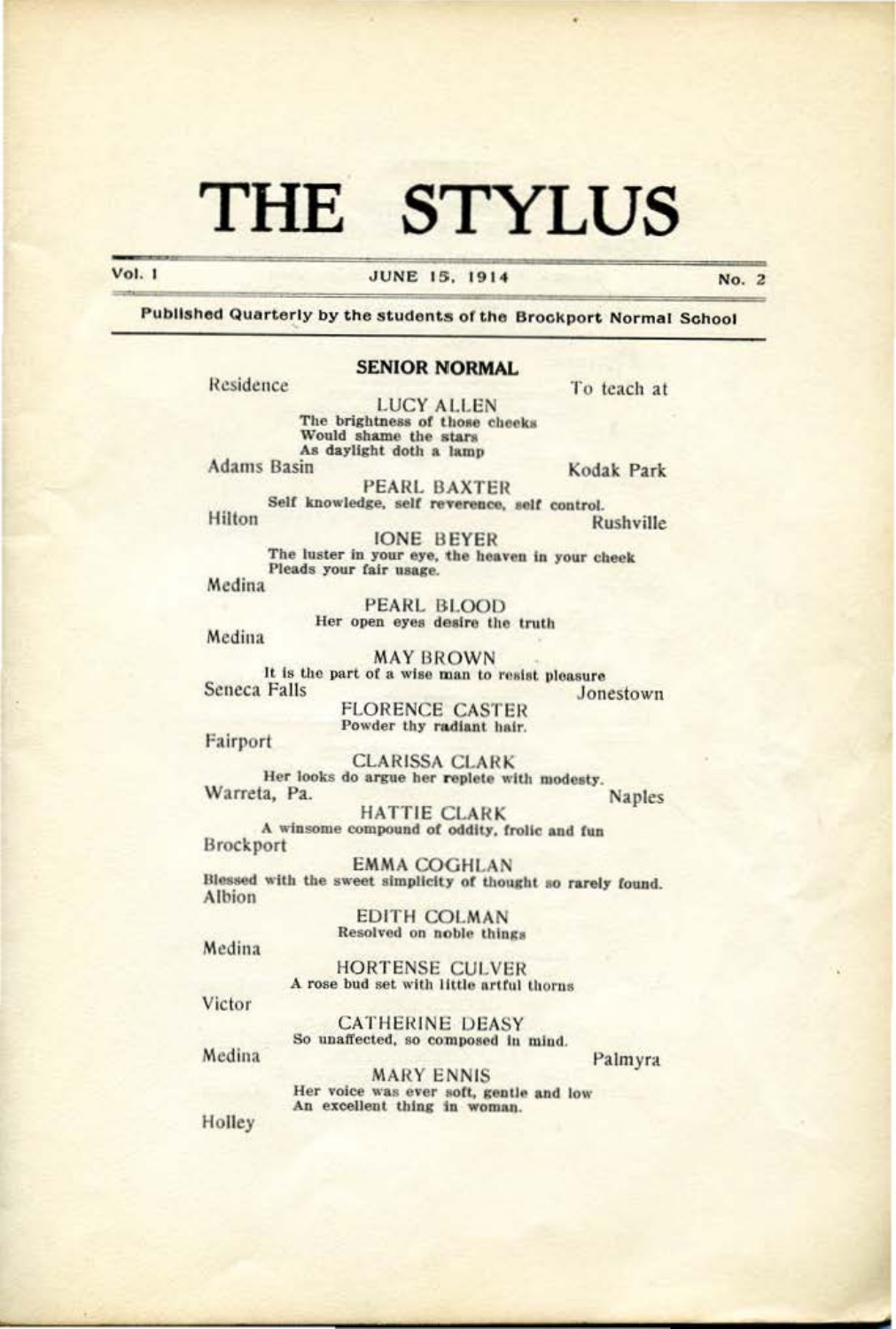# THE STYLUS

Vol. I — JUNE 15, 1914 — No. 2

**Published Quarterly by the students of the Brockport Normal School**

## SENIOR NORMAL

Residence — To teach at

**LUCY ALLEN**
The brightness of those cheeks
Would shame the stars
As daylight doth a lamp
Adams Basin — Kodak Park

**PEARL BAXTER**
Self knowledge, self reverence, self control.
Hilton — Rushville

**IONE BEYER**
The luster in your eye, the heaven in your cheek
Pleads your fair usage.
Medina

**PEARL BLOOD**
Her open eyes desire the truth
Medina

**MAY BROWN**
It is the part of a wise man to resist pleasure
Seneca Falls — Jonestown

**FLORENCE CASTER**
Powder thy radiant hair.
Fairport

**CLARISSA CLARK**
Her looks do argue her replete with modesty.
Warreta, Pa. — Naples

**HATTIE CLARK**
A winsome compound of oddity, frolic and fun
Brockport

**EMMA COGHLAN**
Blessed with the sweet simplicity of thought so rarely found.
Albion

**EDITH COLMAN**
Resolved on noble things
Medina

**HORTENSE CULVER**
A rose bud set with little artful thorns
Victor

**CATHERINE DEASY**
So unaffected, so composed in mind.
Medina — Palmyra

**MARY ENNIS**
Her voice was ever soft, gentle and low
An excellent thing in woman.
Holley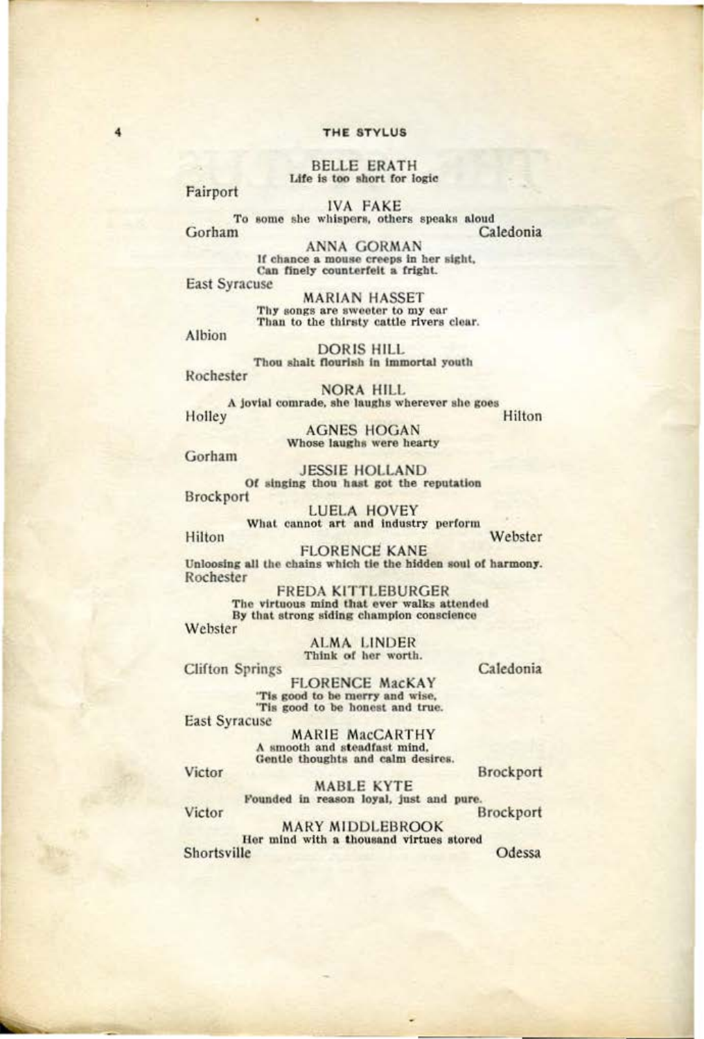BELLE ERATH
Life is too short for logic

Fairport

IVA FAKE
To some she whispers, others speaks aloud

Gorham — Caledonia

ANNA GORMAN
If chance a mouse creeps in her sight,
Can finely counterfeit a fright.

East Syracuse

MARIAN HASSET
Thy songs are sweeter to my ear
Than to the thirsty cattle rivers clear.

Albion

DORIS HILL
Thou shalt flourish in immortal youth

Rochester

NORA HILL
A jovial comrade, she laughs wherever she goes

Holley — Hilton

AGNES HOGAN
Whose laughs were hearty

Gorham

JESSIE HOLLAND
Of singing thou hast got the reputation

Brockport

LUELA HOVEY
What cannot art and industry perform

Hilton — Webster

FLORENCE KANE
Unloosing all the chains which tie the hidden soul of harmony.

Rochester

FREDA KITTLEBURGER
The virtuous mind that ever walks attended
By that strong siding champion conscience

Webster

ALMA LINDER
Think of her worth.

Clifton Springs — Caledonia

FLORENCE MacKAY
'Tis good to be merry and wise,
'Tis good to be honest and true.

East Syracuse

MARIE MacCARTHY
A smooth and steadfast mind,
Gentle thoughts and calm desires.

Victor — Brockport

MABLE KYTE
Founded in reason loyal, just and pure.

Victor — Brockport

MARY MIDDLEBROOK
Her mind with a thousand virtues stored

Shortsville — Odessa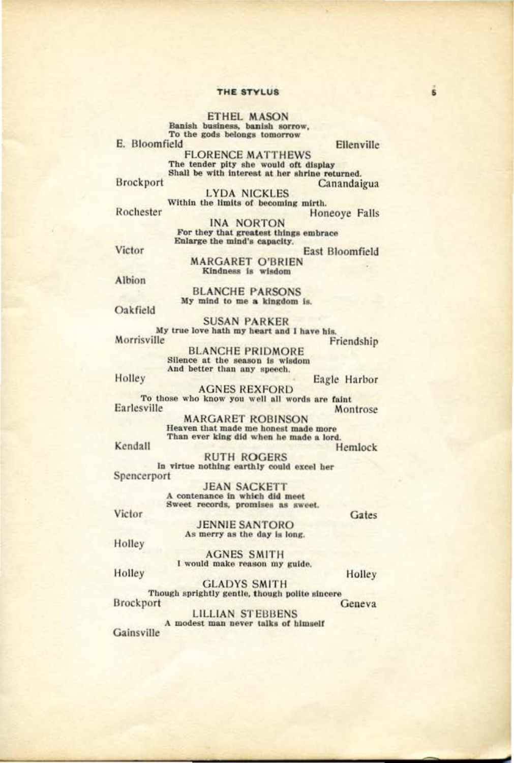**ETHEL MASON**
Banish business, banish sorrow,
To the gods belongs tomorrow

E. Bloomfield — Ellenville

**FLORENCE MATTHEWS**
The tender pity she would oft display
Shall be with interest at her shrine returned.

Brockport — Canandaigua

**LYDA NICKLES**
Within the limits of becoming mirth.

Rochester — Honeoye Falls

**INA NORTON**
For they that greatest things embrace
Enlarge the mind's capacity.

Victor — East Bloomfield

**MARGARET O'BRIEN**
Kindness is wisdom

Albion

**BLANCHE PARSONS**
My mind to me a kingdom is.

Oakfield

**SUSAN PARKER**
My true love hath my heart and I have his.

Morrisville — Friendship

**BLANCHE PRIDMORE**
Silence at the season is wisdom
And better than any speech.

Holley — Eagle Harbor

**AGNES REXFORD**
To those who know you well all words are faint

Earlesville — Montrose

**MARGARET ROBINSON**
Heaven that made me honest made more
Than ever king did when he made a lord.

Kendall — Hemlock

**RUTH ROGERS**
In virtue nothing earthly could excel her

Spencerport

**JEAN SACKETT**
A contenance in which did meet
Sweet records, promises as sweet.

Victor — Gates

**JENNIE SANTORO**
As merry as the day is long.

Holley

**AGNES SMITH**
I would make reason my guide.

Holley — Holley

**GLADYS SMITH**
Though sprightly gentle, though polite sincere

Brockport — Geneva

**LILLIAN STEBBENS**
A modest man never talks of himself

Gainsville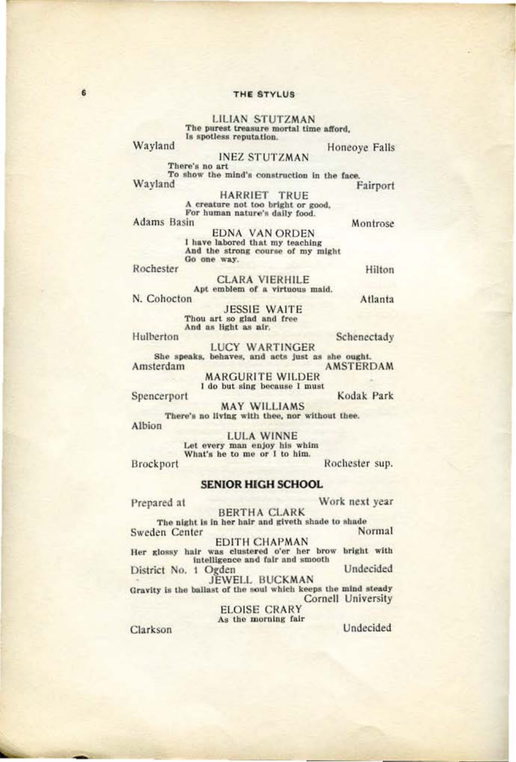LILIAN STUTZMAN
The purest treasure mortal time afford,
Is spotless reputation.

Wayland — Honeoye Falls

INEZ STUTZMAN
There's no art
To show the mind's construction in the face.

Wayland — Fairport

HARRIET TRUE
A creature not too bright or good,
For human nature's daily food.

Adams Basin — Montrose

EDNA VAN ORDEN
I have labored that my teaching
And the strong course of my might
Go one way.

Rochester — Hilton

CLARA VIERHILE
Apt emblem of a virtuous maid.

N. Cohocton — Atlanta

JESSIE WAITE
Thou art so glad and free
And as light as air.

Hulberton — Schenectady

LUCY WARTINGER
She speaks, behaves, and acts just as she ought.

Amsterdam — AMSTERDAM

MARGURITE WILDER
I do but sing because I must

Spencerport — Kodak Park

MAY WILLIAMS
There's no living with thee, nor without thee.

Albion

LULA WINNE
Let every man enjoy his whim
What's he to me or I to him.

Brockport — Rochester sup.

## SENIOR HIGH SCHOOL

Prepared at — Work next year

BERTHA CLARK
The night is in her hair and giveth shade to shade

Sweden Center — Normal

EDITH CHAPMAN
Her glossy hair was clustered o'er her brow bright with intelligence and fair and smooth

District No. 1 Ogden — Undecided

JEWELL BUCKMAN
Gravity is the ballast of the soul which keeps the mind steady

Cornell University

ELOISE CRARY
As the morning fair

Clarkson — Undecided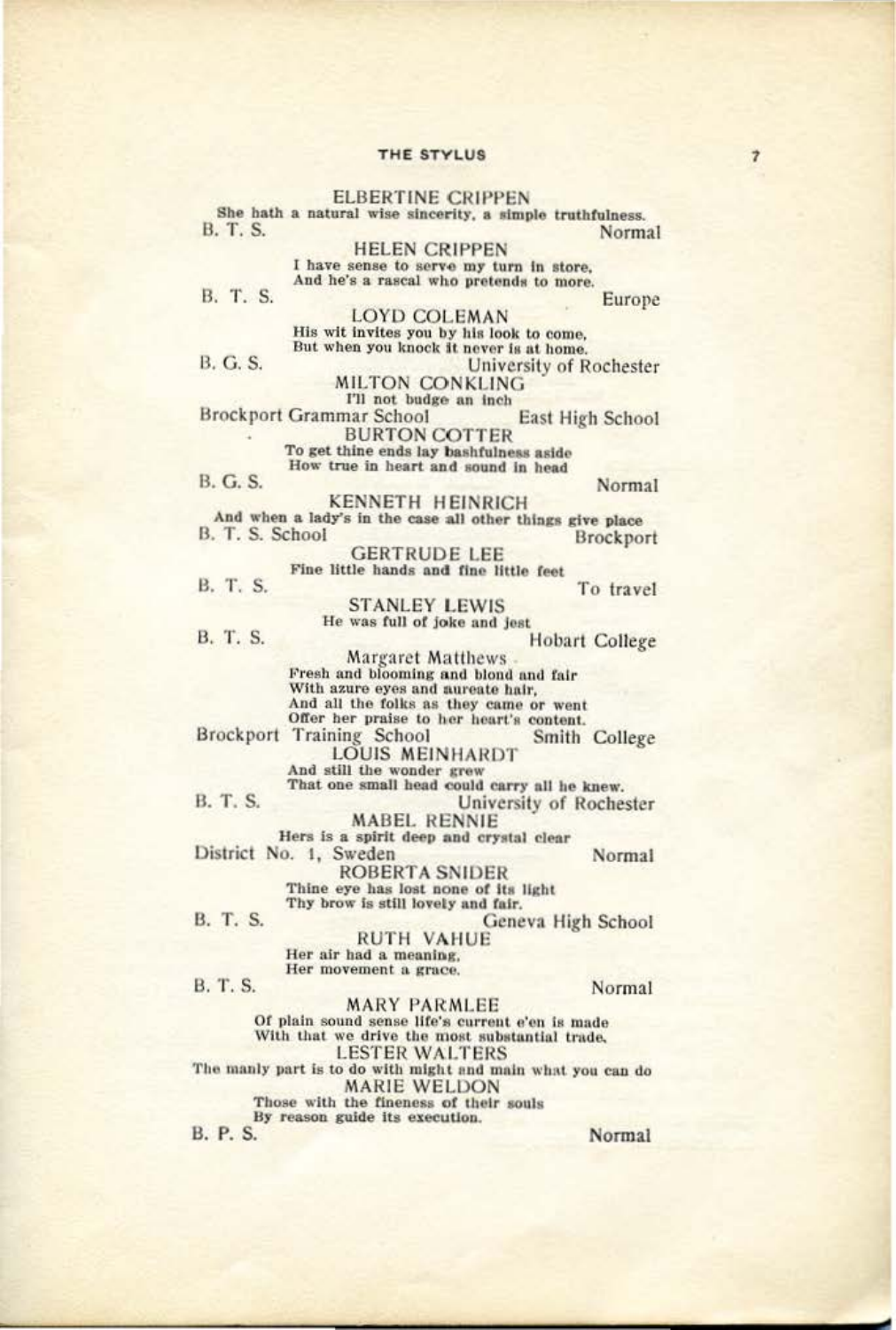**ELBERTINE CRIPPEN**

She hath a natural wise sincerity, a simple truthfulness.

B. T. S. Normal

**HELEN CRIPPEN**

I have sense to serve my turn in store,
And he's a rascal who pretends to more.

B. T. S. Europe

**LOYD COLEMAN**

His wit invites you by his look to come,
But when you knock it never is at home.

B. G. S. University of Rochester

**MILTON CONKLING**

I'll not budge an inch

Brockport Grammar School East High School

**BURTON COTTER**

To get thine ends lay bashfulness aside
How true in heart and sound in head

B. G. S. Normal

**KENNETH HEINRICH**

And when a lady's in the case all other things give place

B. T. S. School Brockport

**GERTRUDE LEE**

Fine little hands and fine little feet

B. T. S. To travel

**STANLEY LEWIS**

He was full of joke and jest

B. T. S. Hobart College

**Margaret Matthews**

Fresh and blooming and blond and fair
With azure eyes and aureate hair,
And all the folks as they came or went
Offer her praise to her heart's content.

Brockport Training School Smith College

**LOUIS MEINHARDT**

And still the wonder grew
That one small head could carry all he knew.

B. T. S. University of Rochester

**MABEL RENNIE**

Hers is a spirit deep and crystal clear

District No. 1, Sweden Normal

**ROBERTA SNIDER**

Thine eye has lost none of its light
Thy brow is still lovely and fair.

B. T. S. Geneva High School

**RUTH VAHUE**

Her air had a meaning,
Her movement a grace.

B. T. S. Normal

**MARY PARMLEE**

Of plain sound sense life's current e'en is made
With that we drive the most substantial trade.

**LESTER WALTERS**

The manly part is to do with might and main what you can do

**MARIE WELDON**

Those with the fineness of their souls
By reason guide its execution.

B. P. S. Normal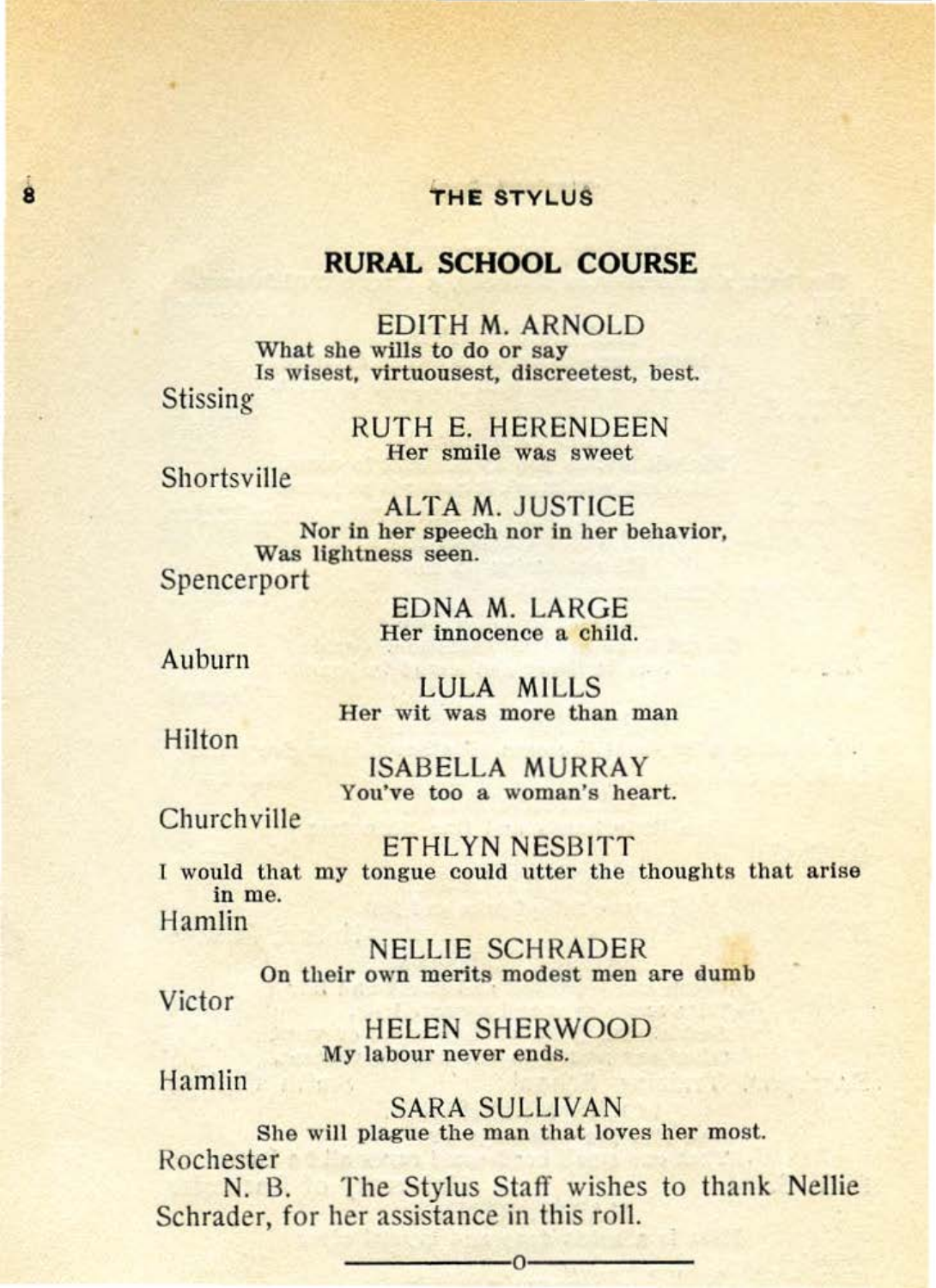## RURAL SCHOOL COURSE

**EDITH M. ARNOLD**
What she wills to do or say
Is wisest, virtuousest, discreetest, best.
Stissing

**RUTH E. HERENDEEN**
Her smile was sweet
Shortsville

**ALTA M. JUSTICE**
Nor in her speech nor in her behavior,
Was lightness seen.
Spencerport

**EDNA M. LARGE**
Her innocence a child.
Auburn

**LULA MILLS**
Her wit was more than man
Hilton

**ISABELLA MURRAY**
You've too a woman's heart.
Churchville

**ETHLYN NESBITT**
I would that my tongue could utter the thoughts that arise in me.
Hamlin

**NELLIE SCHRADER**
On their own merits modest men are dumb
Victor

**HELEN SHERWOOD**
My labour never ends.
Hamlin

**SARA SULLIVAN**
She will plague the man that loves her most.
Rochester

N. B. The Stylus Staff wishes to thank Nellie Schrader, for her assistance in this roll.

---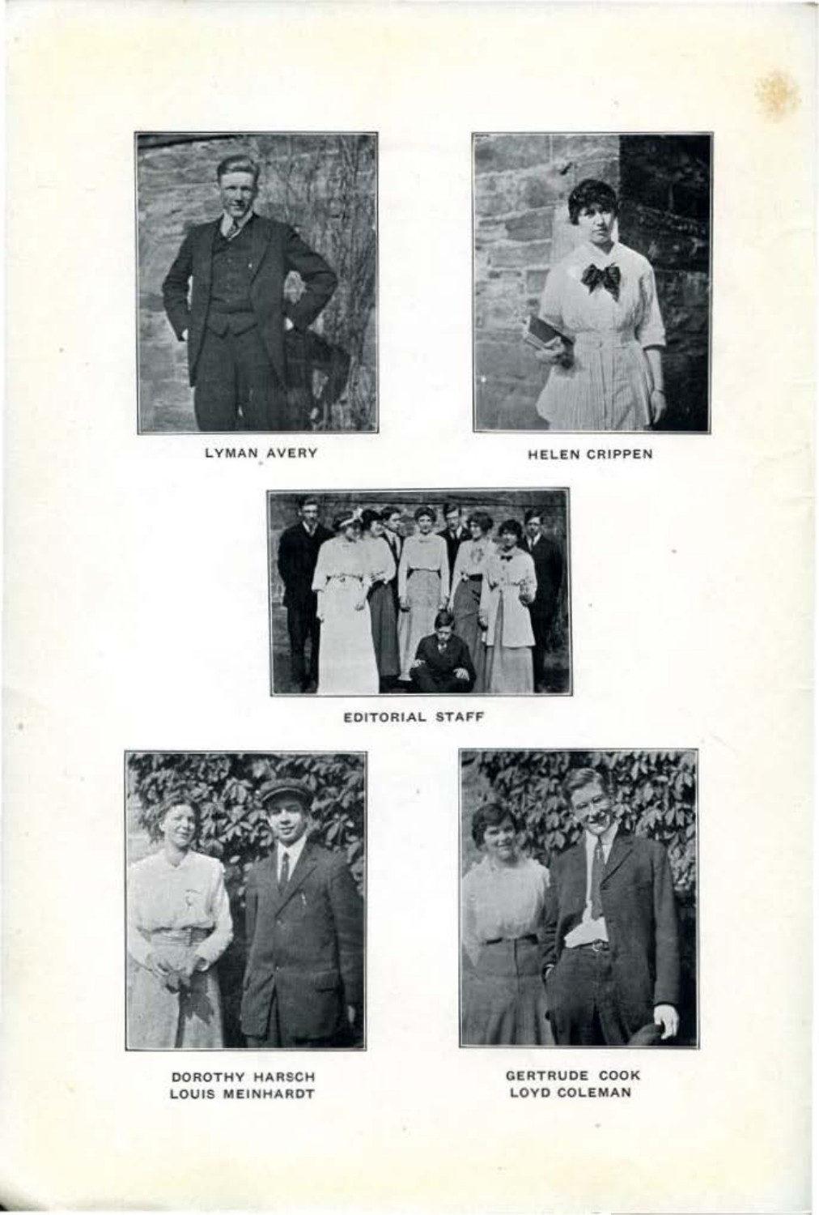LYMAN AVERY

HELEN CRIPPEN

EDITORIAL STAFF

DOROTHY HARSCH
LOUIS MEINHARDT

GERTRUDE COOK
LOYD COLEMAN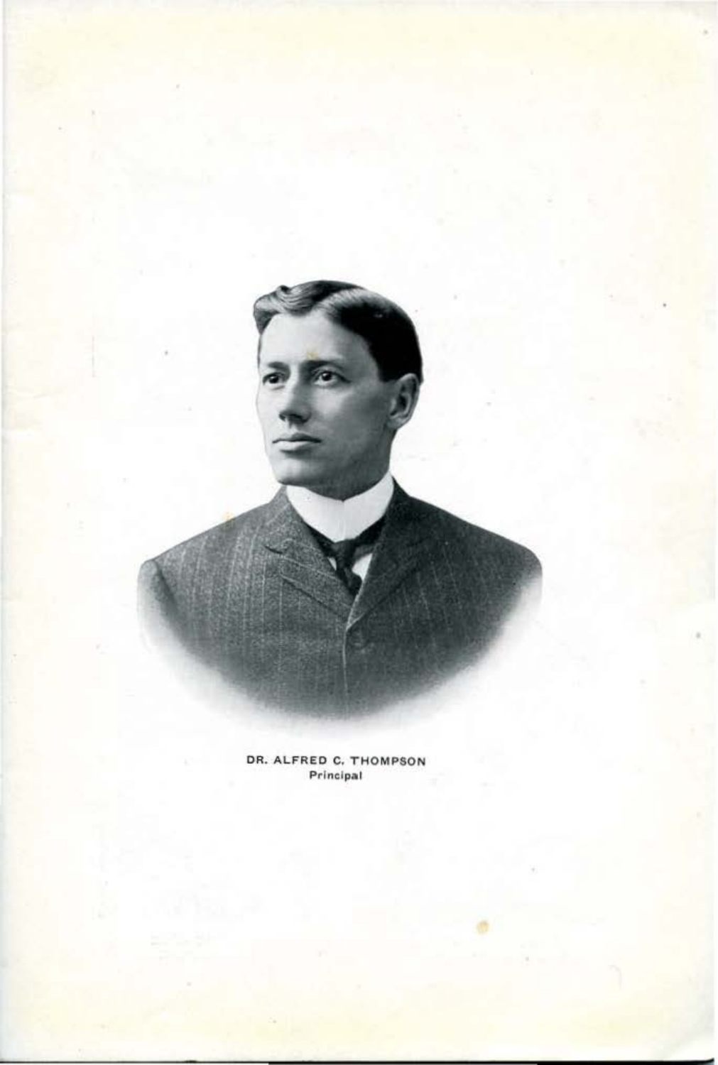DR. ALFRED C. THOMPSON
Principal